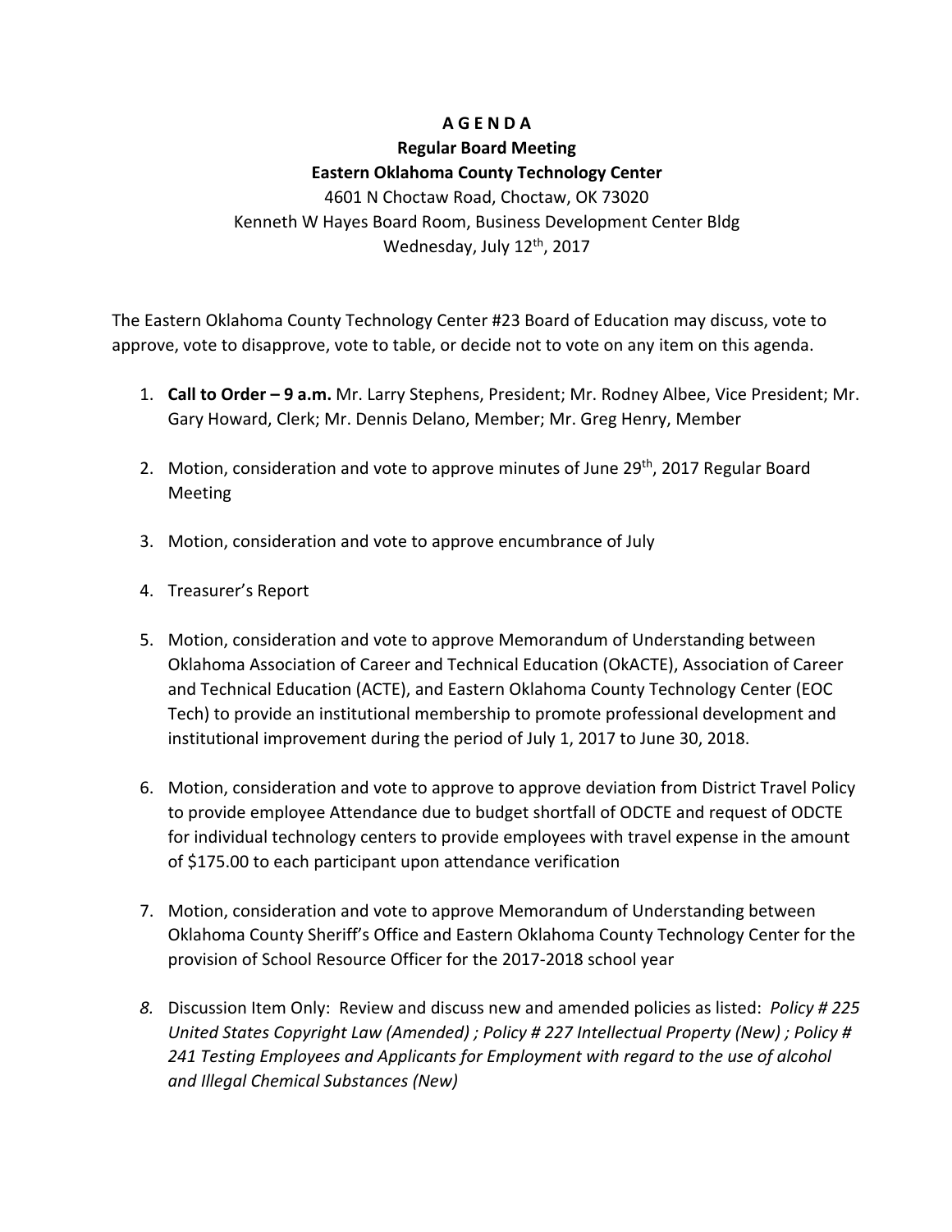# A G E N D A

## Regular Board Meeting

## Eastern Oklahoma County Technology Center

4601 N Choctaw Road, Choctaw, OK 73020
Kenneth W Hayes Board Room, Business Development Center Bldg
Wednesday, July 12th, 2017

The Eastern Oklahoma County Technology Center #23 Board of Education may discuss, vote to approve, vote to disapprove, vote to table, or decide not to vote on any item on this agenda.

1. **Call to Order – 9 a.m.** Mr. Larry Stephens, President; Mr. Rodney Albee, Vice President; Mr. Gary Howard, Clerk; Mr. Dennis Delano, Member; Mr. Greg Henry, Member

2. Motion, consideration and vote to approve minutes of June 29th, 2017 Regular Board Meeting

3. Motion, consideration and vote to approve encumbrance of July

4. Treasurer's Report

5. Motion, consideration and vote to approve Memorandum of Understanding between Oklahoma Association of Career and Technical Education (OkACTE), Association of Career and Technical Education (ACTE), and Eastern Oklahoma County Technology Center (EOC Tech) to provide an institutional membership to promote professional development and institutional improvement during the period of July 1, 2017 to June 30, 2018.

6. Motion, consideration and vote to approve to approve deviation from District Travel Policy to provide employee Attendance due to budget shortfall of ODCTE and request of ODCTE for individual technology centers to provide employees with travel expense in the amount of $175.00 to each participant upon attendance verification

7. Motion, consideration and vote to approve Memorandum of Understanding between Oklahoma County Sheriff's Office and Eastern Oklahoma County Technology Center for the provision of School Resource Officer for the 2017-2018 school year

8. Discussion Item Only: Review and discuss new and amended policies as listed: *Policy # 225 United States Copyright Law (Amended) ; Policy # 227 Intellectual Property (New) ; Policy # 241 Testing Employees and Applicants for Employment with regard to the use of alcohol and Illegal Chemical Substances (New)*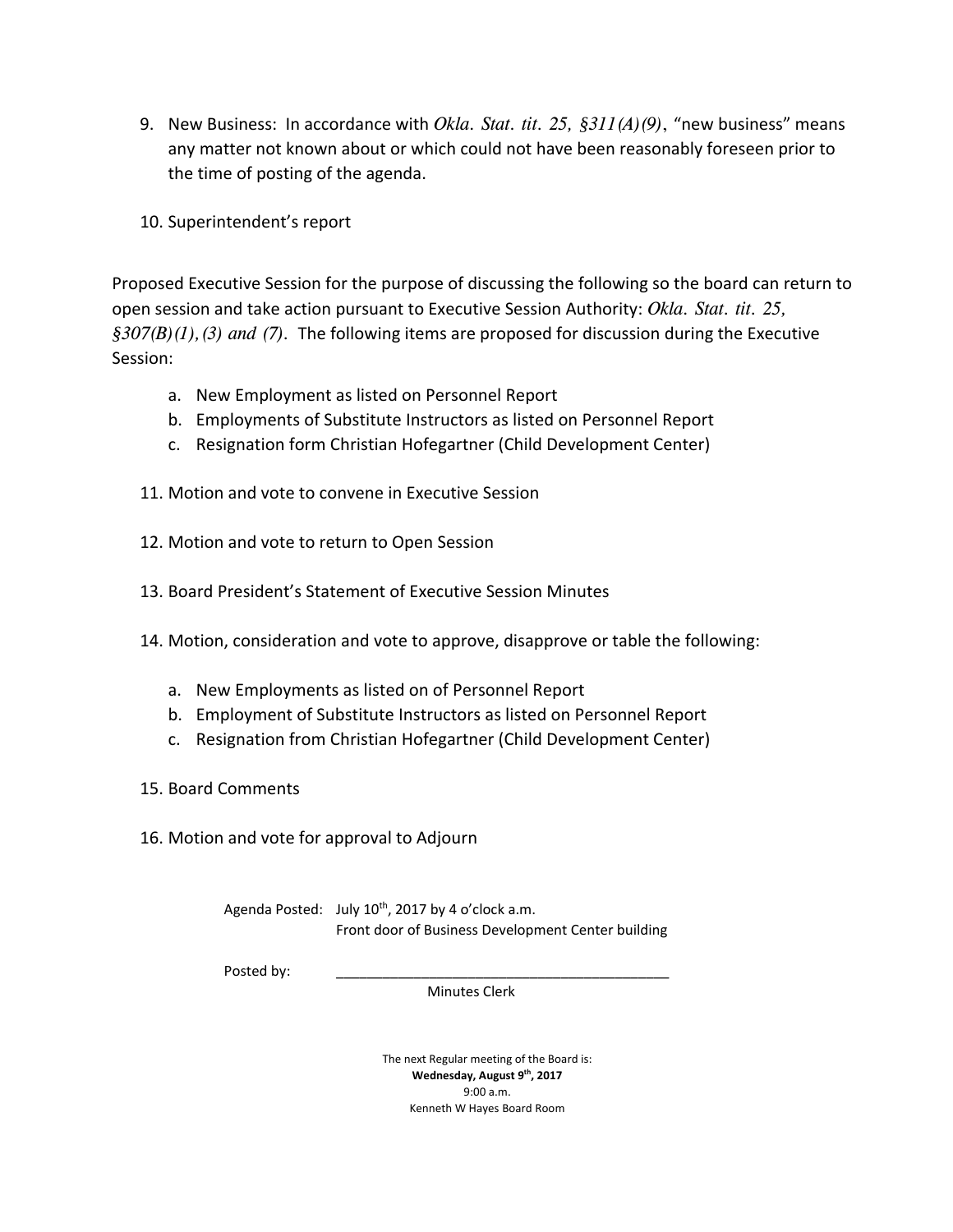9. New Business: In accordance with *Okla. Stat. tit. 25, §311(A)(9)*, "new business" means any matter not known about or which could not have been reasonably foreseen prior to the time of posting of the agenda.

10. Superintendent's report

Proposed Executive Session for the purpose of discussing the following so the board can return to open session and take action pursuant to Executive Session Authority: *Okla. Stat. tit. 25, §307(B)(1), (3) and (7)*. The following items are proposed for discussion during the Executive Session:

   a. New Employment as listed on Personnel Report
   b. Employments of Substitute Instructors as listed on Personnel Report
   c. Resignation form Christian Hofegartner (Child Development Center)

11. Motion and vote to convene in Executive Session

12. Motion and vote to return to Open Session

13. Board President's Statement of Executive Session Minutes

14. Motion, consideration and vote to approve, disapprove or table the following:

    a. New Employments as listed on of Personnel Report
    b. Employment of Substitute Instructors as listed on Personnel Report
    c. Resignation from Christian Hofegartner (Child Development Center)

15. Board Comments

16. Motion and vote for approval to Adjourn

Agenda Posted: July 10th, 2017 by 4 o'clock a.m.
Front door of Business Development Center building

Posted by: ____________________________________________
Minutes Clerk

The next Regular meeting of the Board is:
**Wednesday, August 9th, 2017**
9:00 a.m.
Kenneth W Hayes Board Room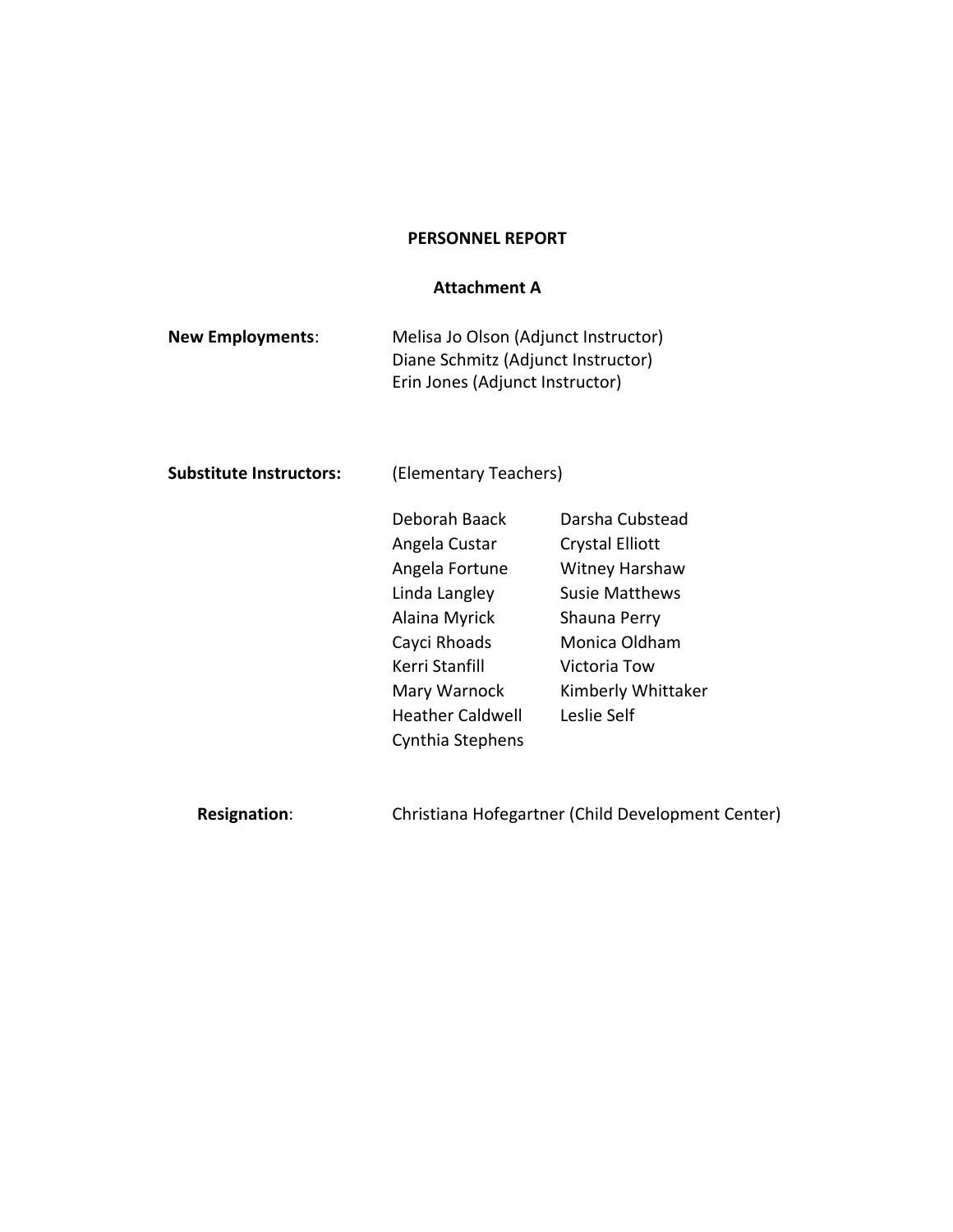# PERSONNEL REPORT

## Attachment A

**New Employments**:

Melisa Jo Olson (Adjunct Instructor)
Diane Schmitz (Adjunct Instructor)
Erin Jones (Adjunct Instructor)

**Substitute Instructors:**

(Elementary Teachers)

| | |
|---|---|
| Deborah Baack | Darsha Cubstead |
| Angela Custar | Crystal Elliott |
| Angela Fortune | Witney Harshaw |
| Linda Langley | Susie Matthews |
| Alaina Myrick | Shauna Perry |
| Cayci Rhoads | Monica Oldham |
| Kerri Stanfill | Victoria Tow |
| Mary Warnock | Kimberly Whittaker |
| Heather Caldwell | Leslie Self |
| Cynthia Stephens | |

**Resignation**:

Christiana Hofegartner (Child Development Center)